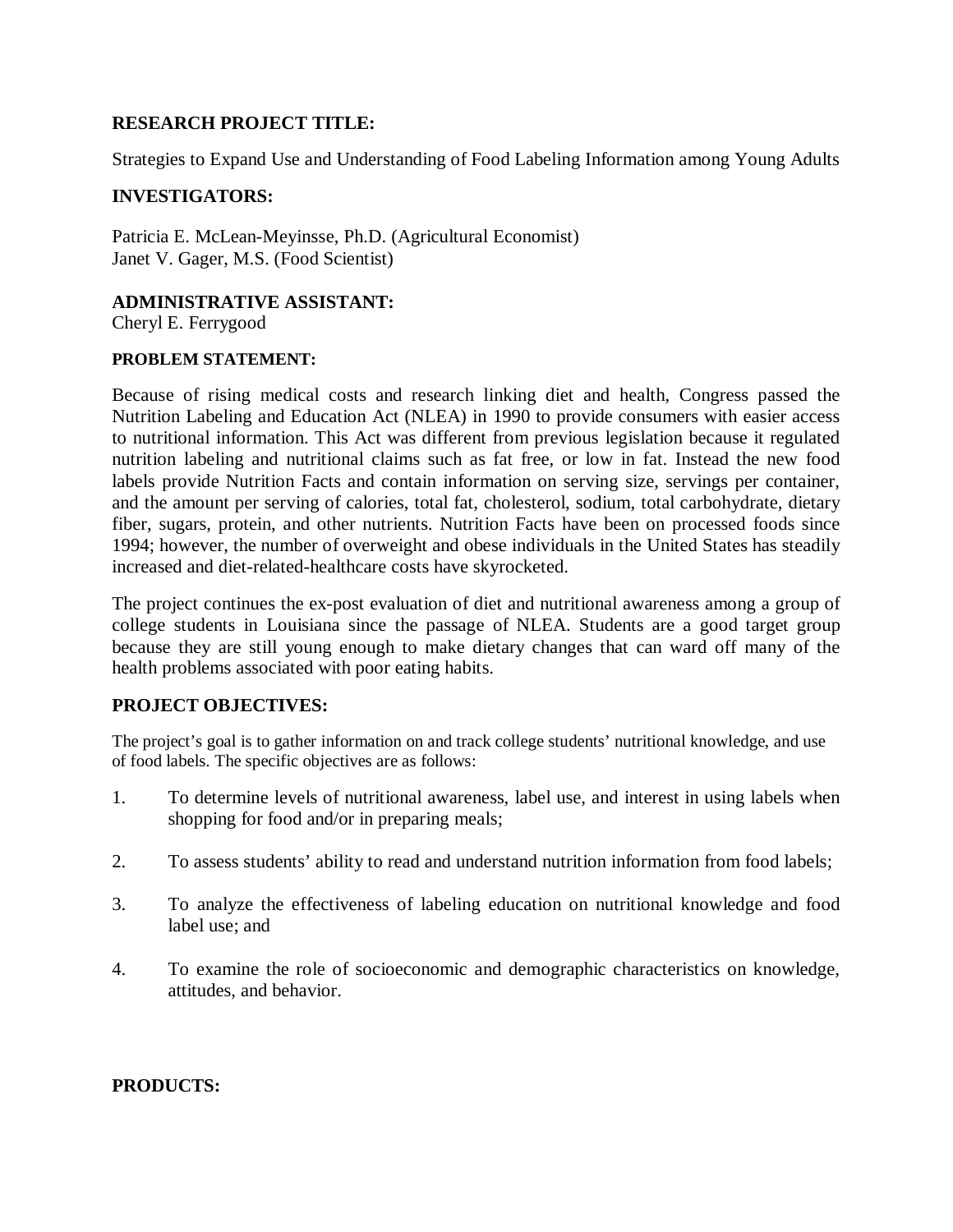## RESEARCH PROJECT TITLE:

Strategies to Expand Use and Understanding of Food Labeling Information among Young Adults

## INVESTIGATORS:

Patricia E. McLean-Meyinsse, Ph.D. (Agricultural Economist)
Janet V. Gager, M.S. (Food Scientist)

## ADMINISTRATIVE ASSISTANT:

Cheryl E. Ferrygood

## PROBLEM STATEMENT:

Because of rising medical costs and research linking diet and health, Congress passed the Nutrition Labeling and Education Act (NLEA) in 1990 to provide consumers with easier access to nutritional information. This Act was different from previous legislation because it regulated nutrition labeling and nutritional claims such as fat free, or low in fat. Instead the new food labels provide Nutrition Facts and contain information on serving size, servings per container, and the amount per serving of calories, total fat, cholesterol, sodium, total carbohydrate, dietary fiber, sugars, protein, and other nutrients. Nutrition Facts have been on processed foods since 1994; however, the number of overweight and obese individuals in the United States has steadily increased and diet-related-healthcare costs have skyrocketed.

The project continues the ex-post evaluation of diet and nutritional awareness among a group of college students in Louisiana since the passage of NLEA. Students are a good target group because they are still young enough to make dietary changes that can ward off many of the health problems associated with poor eating habits.

## PROJECT OBJECTIVES:

The project's goal is to gather information on and track college students' nutritional knowledge, and use of food labels. The specific objectives are as follows:

1. To determine levels of nutritional awareness, label use, and interest in using labels when shopping for food and/or in preparing meals;

2. To assess students' ability to read and understand nutrition information from food labels;

3. To analyze the effectiveness of labeling education on nutritional knowledge and food label use; and

4. To examine the role of socioeconomic and demographic characteristics on knowledge, attitudes, and behavior.

## PRODUCTS: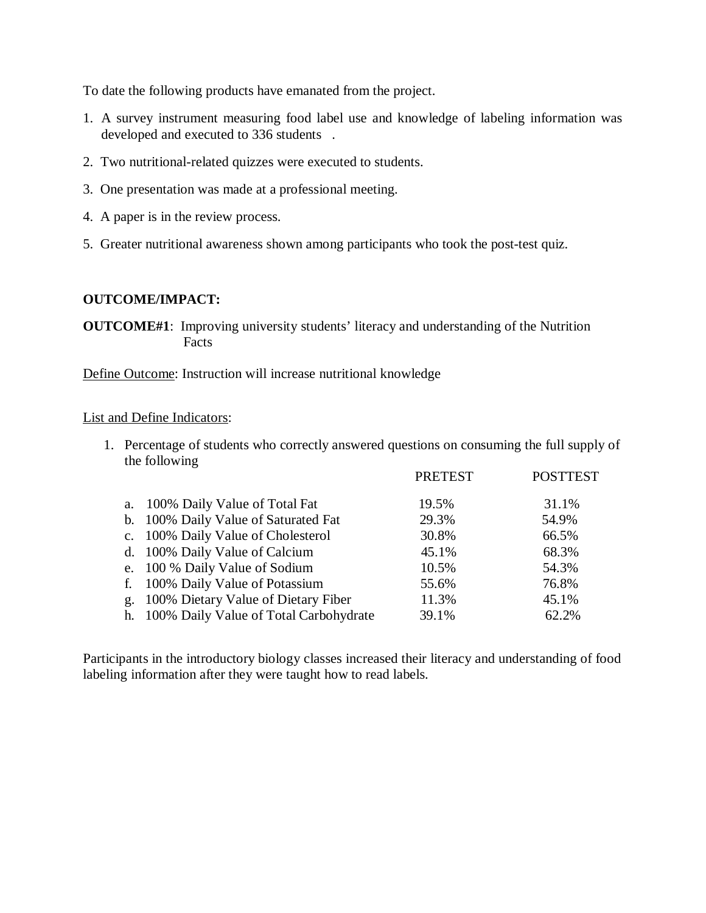To date the following products have emanated from the project.

1. A survey instrument measuring food label use and knowledge of labeling information was developed and executed to 336 students .
2. Two nutritional-related quizzes were executed to students.
3. One presentation was made at a professional meeting.
4. A paper is in the review process.
5. Greater nutritional awareness shown among participants who took the post-test quiz.

**OUTCOME/IMPACT:**

**OUTCOME#1**: Improving university students' literacy and understanding of the Nutrition Facts

Define Outcome: Instruction will increase nutritional knowledge

List and Define Indicators:

1. Percentage of students who correctly answered questions on consuming the full supply of the following

| | PRETEST | POSTTEST |
|---|---|---|
| a. 100% Daily Value of Total Fat | 19.5% | 31.1% |
| b. 100% Daily Value of Saturated Fat | 29.3% | 54.9% |
| c. 100% Daily Value of Cholesterol | 30.8% | 66.5% |
| d. 100% Daily Value of Calcium | 45.1% | 68.3% |
| e. 100 % Daily Value of Sodium | 10.5% | 54.3% |
| f. 100% Daily Value of Potassium | 55.6% | 76.8% |
| g. 100% Dietary Value of Dietary Fiber | 11.3% | 45.1% |
| h. 100% Daily Value of Total Carbohydrate | 39.1% | 62.2% |

Participants in the introductory biology classes increased their literacy and understanding of food labeling information after they were taught how to read labels.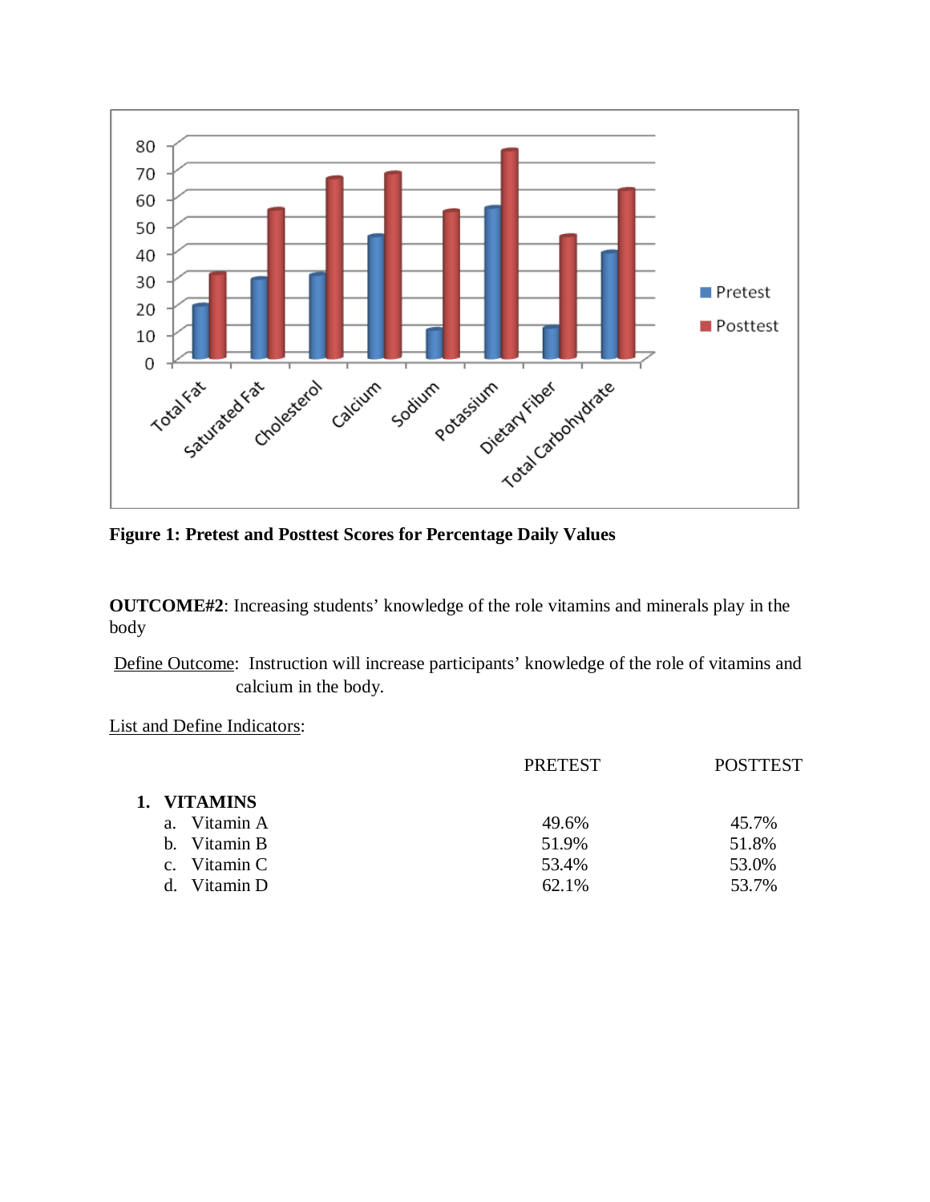**Figure 1: Pretest and Posttest Scores for Percentage Daily Values**

**OUTCOME#2**: Increasing students' knowledge of the role vitamins and minerals play in the body

Define Outcome: Instruction will increase participants' knowledge of the role of vitamins and calcium in the body.

List and Define Indicators:

| | PRETEST | POSTTEST |
|---|---|---|
| **1. VITAMINS** | | |
| a. Vitamin A | 49.6% | 45.7% |
| b. Vitamin B | 51.9% | 51.8% |
| c. Vitamin C | 53.4% | 53.0% |
| d. Vitamin D | 62.1% | 53.7% |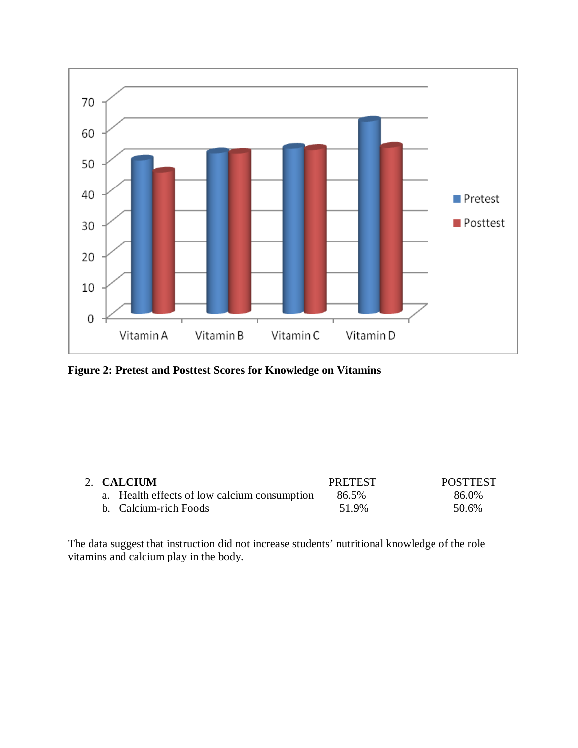Figure 2: Pretest and Posttest Scores for Knowledge on Vitamins

| 2. **CALCIUM** | PRETEST | POSTTEST |
|---|---|---|
| a. Health effects of low calcium consumption | 86.5% | 86.0% |
| b. Calcium-rich Foods | 51.9% | 50.6% |

The data suggest that instruction did not increase students' nutritional knowledge of the role vitamins and calcium play in the body.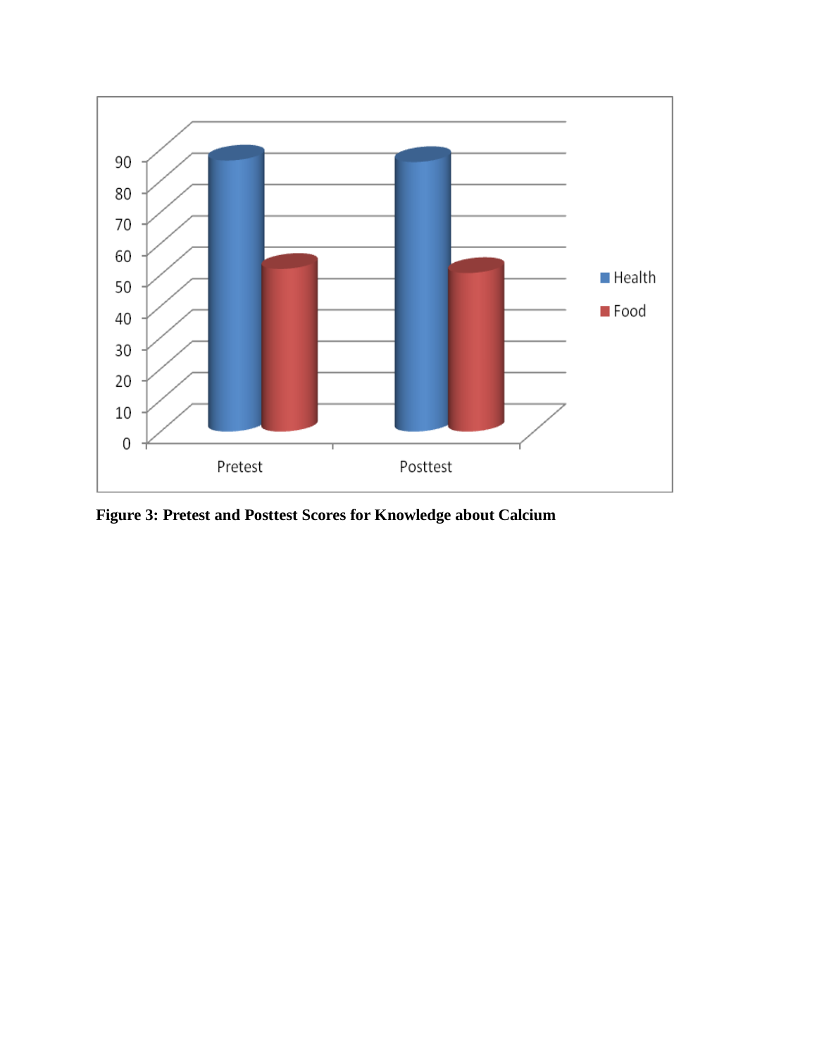90
80
70
60
50
40
30
20
10
0

Pretest
Posttest

Health
Food

**Figure 3: Pretest and Posttest Scores for Knowledge about Calcium**